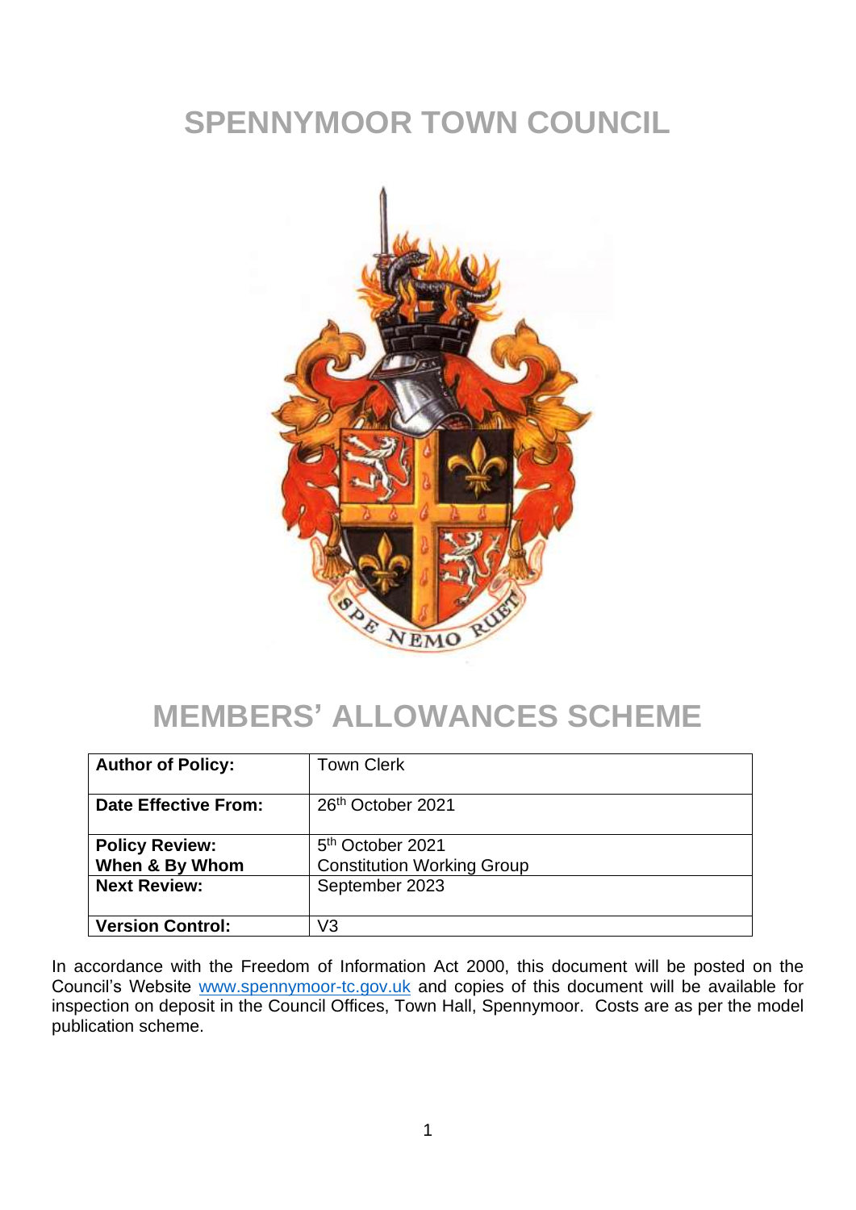# SPENNYMOOR TOWN COUNCIL

# MEMBERS' ALLOWANCES SCHEME

| **Author of Policy:** | Town Clerk |
|---|---|
| **Date Effective From:** | 26th October 2021 |
| **Policy Review:** **When & By Whom** | 5th October 2021 Constitution Working Group |
| **Next Review:** | September 2023 |
| **Version Control:** | V3 |

In accordance with the Freedom of Information Act 2000, this document will be posted on the Council's Website www.spennymoor-tc.gov.uk and copies of this document will be available for inspection on deposit in the Council Offices, Town Hall, Spennymoor. Costs are as per the model publication scheme.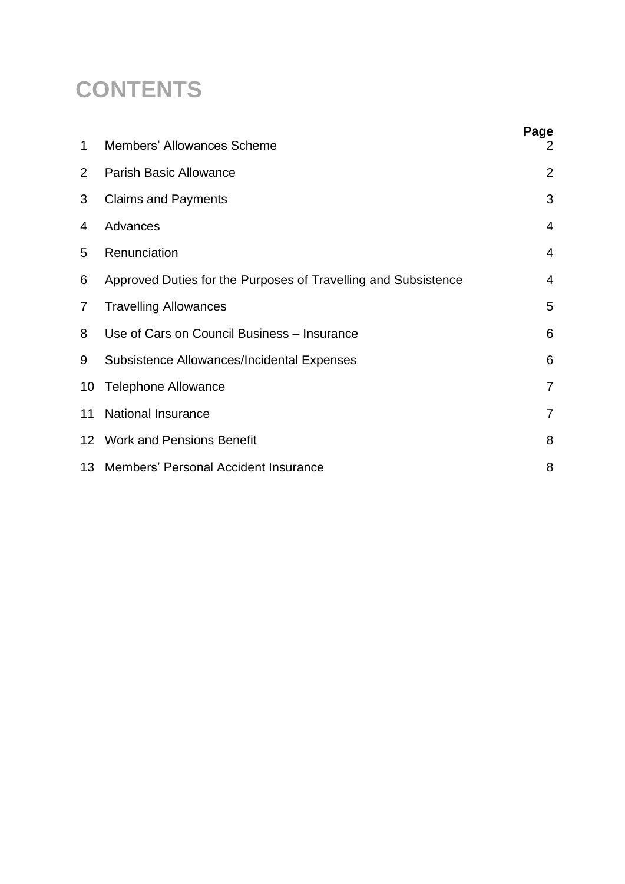# CONTENTS

| | | Page |
|---|---|---|
| 1 | Members' Allowances Scheme | 2 |
| 2 | Parish Basic Allowance | 2 |
| 3 | Claims and Payments | 3 |
| 4 | Advances | 4 |
| 5 | Renunciation | 4 |
| 6 | Approved Duties for the Purposes of Travelling and Subsistence | 4 |
| 7 | Travelling Allowances | 5 |
| 8 | Use of Cars on Council Business – Insurance | 6 |
| 9 | Subsistence Allowances/Incidental Expenses | 6 |
| 10 | Telephone Allowance | 7 |
| 11 | National Insurance | 7 |
| 12 | Work and Pensions Benefit | 8 |
| 13 | Members' Personal Accident Insurance | 8 |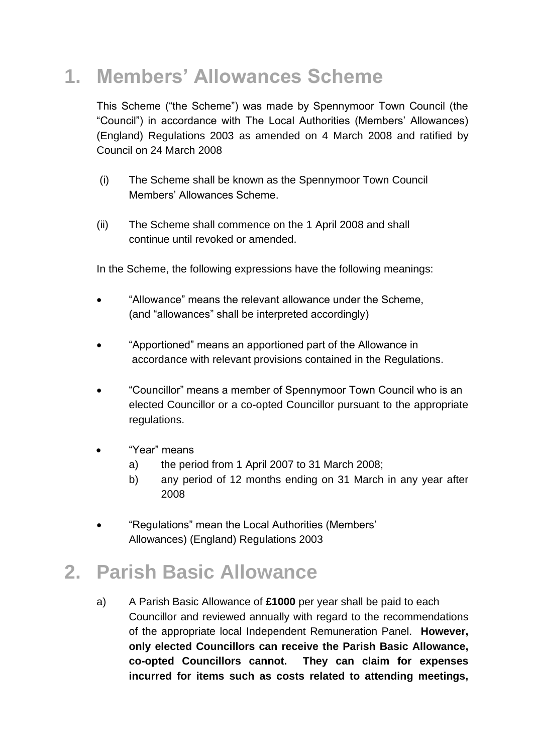# 1. Members' Allowances Scheme

This Scheme ("the Scheme") was made by Spennymoor Town Council (the "Council") in accordance with The Local Authorities (Members' Allowances) (England) Regulations 2003 as amended on 4 March 2008 and ratified by Council on 24 March 2008

(i) The Scheme shall be known as the Spennymoor Town Council Members' Allowances Scheme.

(ii) The Scheme shall commence on the 1 April 2008 and shall continue until revoked or amended.

In the Scheme, the following expressions have the following meanings:

- "Allowance" means the relevant allowance under the Scheme, (and "allowances" shall be interpreted accordingly)

- "Apportioned" means an apportioned part of the Allowance in accordance with relevant provisions contained in the Regulations.

- "Councillor" means a member of Spennymoor Town Council who is an elected Councillor or a co-opted Councillor pursuant to the appropriate regulations.

- "Year" means
  a) the period from 1 April 2007 to 31 March 2008;
  b) any period of 12 months ending on 31 March in any year after 2008

- "Regulations" mean the Local Authorities (Members' Allowances) (England) Regulations 2003

# 2. Parish Basic Allowance

a) A Parish Basic Allowance of **£1000** per year shall be paid to each Councillor and reviewed annually with regard to the recommendations of the appropriate local Independent Remuneration Panel. **However, only elected Councillors can receive the Parish Basic Allowance, co-opted Councillors cannot. They can claim for expenses incurred for items such as costs related to attending meetings,**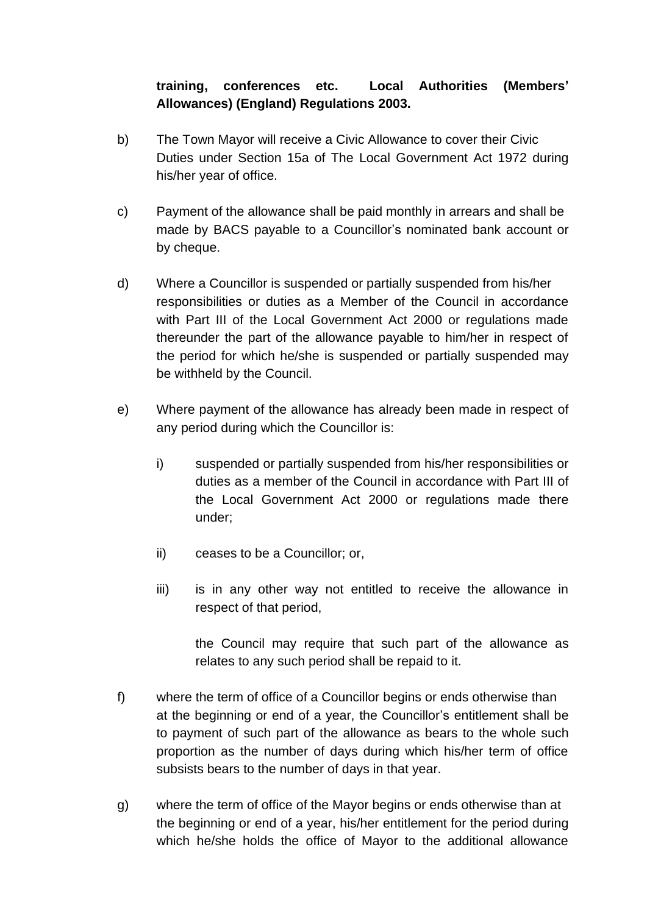**training, conferences etc. Local Authorities (Members' Allowances) (England) Regulations 2003.**

b) The Town Mayor will receive a Civic Allowance to cover their Civic Duties under Section 15a of The Local Government Act 1972 during his/her year of office.

c) Payment of the allowance shall be paid monthly in arrears and shall be made by BACS payable to a Councillor's nominated bank account or by cheque.

d) Where a Councillor is suspended or partially suspended from his/her responsibilities or duties as a Member of the Council in accordance with Part III of the Local Government Act 2000 or regulations made thereunder the part of the allowance payable to him/her in respect of the period for which he/she is suspended or partially suspended may be withheld by the Council.

e) Where payment of the allowance has already been made in respect of any period during which the Councillor is:

   i) suspended or partially suspended from his/her responsibilities or duties as a member of the Council in accordance with Part III of the Local Government Act 2000 or regulations made there under;

   ii) ceases to be a Councillor; or,

   iii) is in any other way not entitled to receive the allowance in respect of that period,

   the Council may require that such part of the allowance as relates to any such period shall be repaid to it.

f) where the term of office of a Councillor begins or ends otherwise than at the beginning or end of a year, the Councillor's entitlement shall be to payment of such part of the allowance as bears to the whole such proportion as the number of days during which his/her term of office subsists bears to the number of days in that year.

g) where the term of office of the Mayor begins or ends otherwise than at the beginning or end of a year, his/her entitlement for the period during which he/she holds the office of Mayor to the additional allowance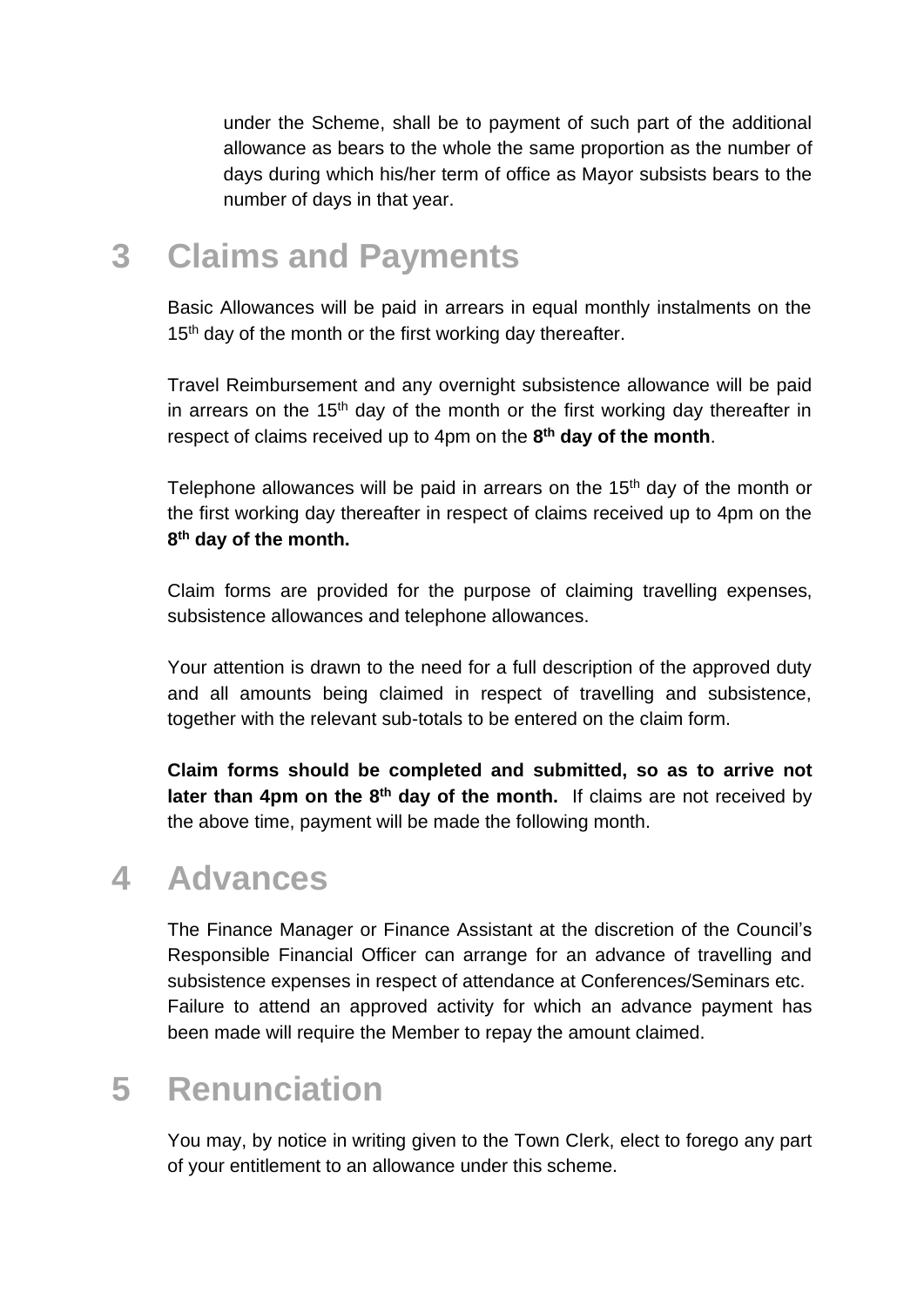under the Scheme, shall be to payment of such part of the additional allowance as bears to the whole the same proportion as the number of days during which his/her term of office as Mayor subsists bears to the number of days in that year.

## 3 Claims and Payments

Basic Allowances will be paid in arrears in equal monthly instalments on the 15th day of the month or the first working day thereafter.

Travel Reimbursement and any overnight subsistence allowance will be paid in arrears on the 15th day of the month or the first working day thereafter in respect of claims received up to 4pm on the **8th day of the month**.

Telephone allowances will be paid in arrears on the 15th day of the month or the first working day thereafter in respect of claims received up to 4pm on the **8th day of the month.**

Claim forms are provided for the purpose of claiming travelling expenses, subsistence allowances and telephone allowances.

Your attention is drawn to the need for a full description of the approved duty and all amounts being claimed in respect of travelling and subsistence, together with the relevant sub-totals to be entered on the claim form.

**Claim forms should be completed and submitted, so as to arrive not later than 4pm on the 8th day of the month.** If claims are not received by the above time, payment will be made the following month.

## 4 Advances

The Finance Manager or Finance Assistant at the discretion of the Council's Responsible Financial Officer can arrange for an advance of travelling and subsistence expenses in respect of attendance at Conferences/Seminars etc. Failure to attend an approved activity for which an advance payment has been made will require the Member to repay the amount claimed.

## 5 Renunciation

You may, by notice in writing given to the Town Clerk, elect to forego any part of your entitlement to an allowance under this scheme.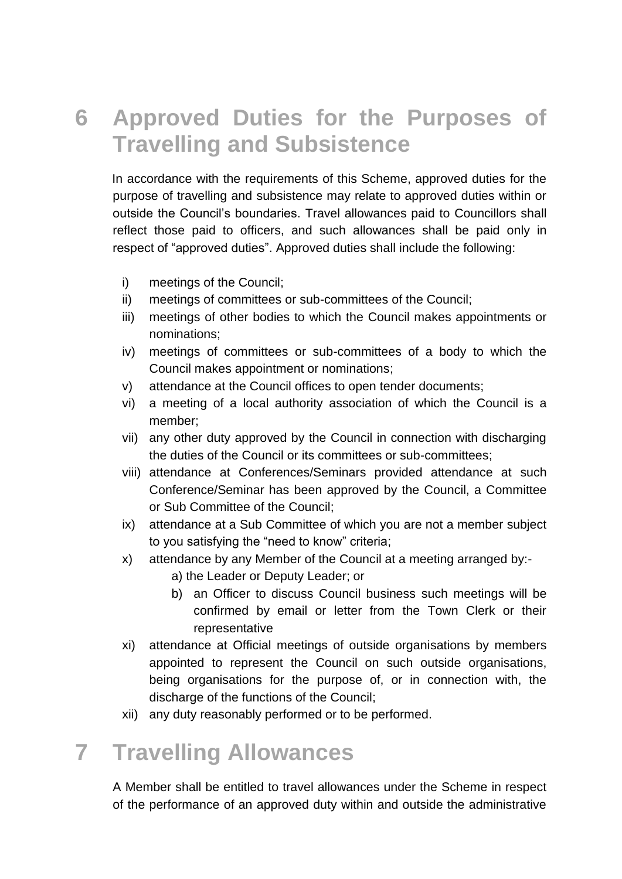## 6 Approved Duties for the Purposes of Travelling and Subsistence

In accordance with the requirements of this Scheme, approved duties for the purpose of travelling and subsistence may relate to approved duties within or outside the Council's boundaries. Travel allowances paid to Councillors shall reflect those paid to officers, and such allowances shall be paid only in respect of "approved duties". Approved duties shall include the following:

i) meetings of the Council;
ii) meetings of committees or sub-committees of the Council;
iii) meetings of other bodies to which the Council makes appointments or nominations;
iv) meetings of committees or sub-committees of a body to which the Council makes appointment or nominations;
v) attendance at the Council offices to open tender documents;
vi) a meeting of a local authority association of which the Council is a member;
vii) any other duty approved by the Council in connection with discharging the duties of the Council or its committees or sub-committees;
viii) attendance at Conferences/Seminars provided attendance at such Conference/Seminar has been approved by the Council, a Committee or Sub Committee of the Council;
ix) attendance at a Sub Committee of which you are not a member subject to you satisfying the "need to know" criteria;
x) attendance by any Member of the Council at a meeting arranged by:-
   a) the Leader or Deputy Leader; or
   b) an Officer to discuss Council business such meetings will be confirmed by email or letter from the Town Clerk or their representative
xi) attendance at Official meetings of outside organisations by members appointed to represent the Council on such outside organisations, being organisations for the purpose of, or in connection with, the discharge of the functions of the Council;
xii) any duty reasonably performed or to be performed.

## 7 Travelling Allowances

A Member shall be entitled to travel allowances under the Scheme in respect of the performance of an approved duty within and outside the administrative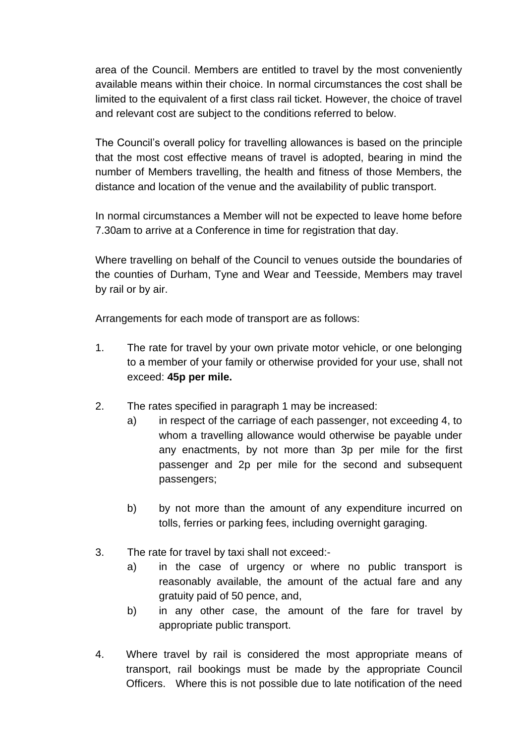area of the Council. Members are entitled to travel by the most conveniently available means within their choice. In normal circumstances the cost shall be limited to the equivalent of a first class rail ticket. However, the choice of travel and relevant cost are subject to the conditions referred to below.

The Council's overall policy for travelling allowances is based on the principle that the most cost effective means of travel is adopted, bearing in mind the number of Members travelling, the health and fitness of those Members, the distance and location of the venue and the availability of public transport.

In normal circumstances a Member will not be expected to leave home before 7.30am to arrive at a Conference in time for registration that day.

Where travelling on behalf of the Council to venues outside the boundaries of the counties of Durham, Tyne and Wear and Teesside, Members may travel by rail or by air.

Arrangements for each mode of transport are as follows:

1. The rate for travel by your own private motor vehicle, or one belonging to a member of your family or otherwise provided for your use, shall not exceed: **45p per mile.**

2. The rates specified in paragraph 1 may be increased:
   a) in respect of the carriage of each passenger, not exceeding 4, to whom a travelling allowance would otherwise be payable under any enactments, by not more than 3p per mile for the first passenger and 2p per mile for the second and subsequent passengers;

   b) by not more than the amount of any expenditure incurred on tolls, ferries or parking fees, including overnight garaging.

3. The rate for travel by taxi shall not exceed:-
   a) in the case of urgency or where no public transport is reasonably available, the amount of the actual fare and any gratuity paid of 50 pence, and,
   b) in any other case, the amount of the fare for travel by appropriate public transport.

4. Where travel by rail is considered the most appropriate means of transport, rail bookings must be made by the appropriate Council Officers. Where this is not possible due to late notification of the need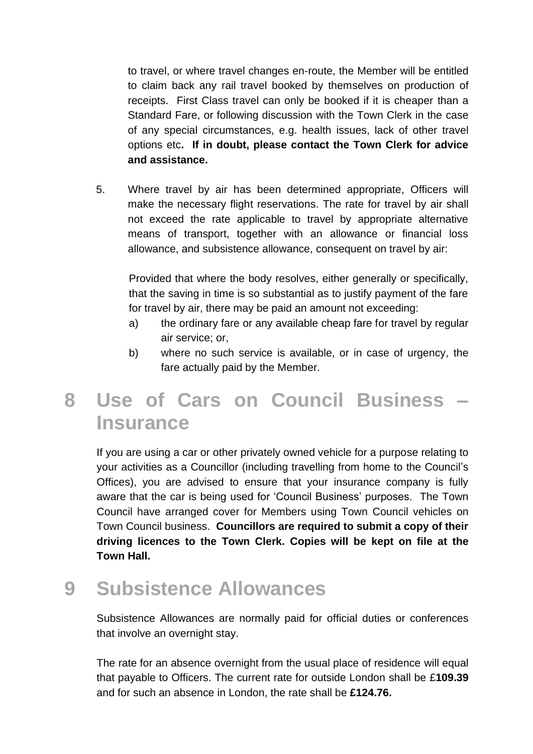to travel, or where travel changes en-route, the Member will be entitled to claim back any rail travel booked by themselves on production of receipts. First Class travel can only be booked if it is cheaper than a Standard Fare, or following discussion with the Town Clerk in the case of any special circumstances, e.g. health issues, lack of other travel options etc. **If in doubt, please contact the Town Clerk for advice and assistance.**

5. Where travel by air has been determined appropriate, Officers will make the necessary flight reservations. The rate for travel by air shall not exceed the rate applicable to travel by appropriate alternative means of transport, together with an allowance or financial loss allowance, and subsistence allowance, consequent on travel by air:

   Provided that where the body resolves, either generally or specifically, that the saving in time is so substantial as to justify payment of the fare for travel by air, there may be paid an amount not exceeding:

   a) the ordinary fare or any available cheap fare for travel by regular air service; or,
   b) where no such service is available, or in case of urgency, the fare actually paid by the Member.

# 8 Use of Cars on Council Business – Insurance

If you are using a car or other privately owned vehicle for a purpose relating to your activities as a Councillor (including travelling from home to the Council's Offices), you are advised to ensure that your insurance company is fully aware that the car is being used for 'Council Business' purposes. The Town Council have arranged cover for Members using Town Council vehicles on Town Council business. **Councillors are required to submit a copy of their driving licences to the Town Clerk. Copies will be kept on file at the Town Hall.**

# 9 Subsistence Allowances

Subsistence Allowances are normally paid for official duties or conferences that involve an overnight stay.

The rate for an absence overnight from the usual place of residence will equal that payable to Officers. The current rate for outside London shall be £**109.39** and for such an absence in London, the rate shall be **£124.76.**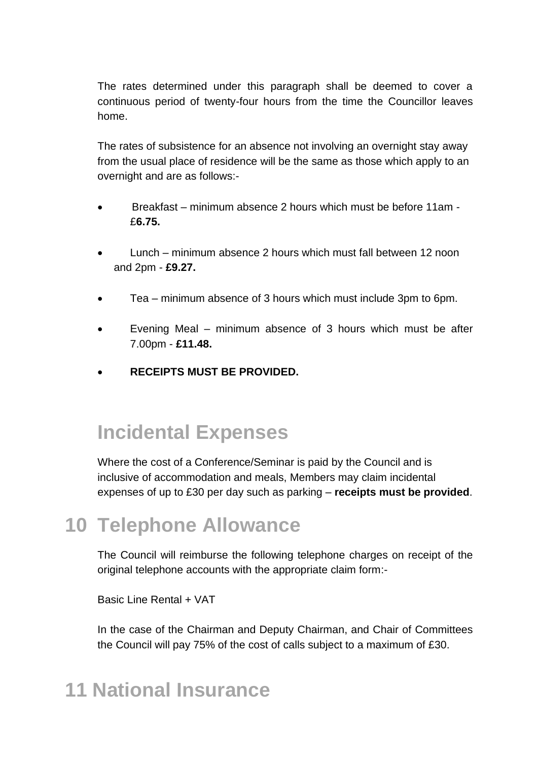The rates determined under this paragraph shall be deemed to cover a continuous period of twenty-four hours from the time the Councillor leaves home.

The rates of subsistence for an absence not involving an overnight stay away from the usual place of residence will be the same as those which apply to an overnight and are as follows:-

- Breakfast – minimum absence 2 hours which must be before 11am - £**6.75.**
- Lunch – minimum absence 2 hours which must fall between 12 noon and 2pm - **£9.27.**
- Tea – minimum absence of 3 hours which must include 3pm to 6pm.
- Evening Meal – minimum absence of 3 hours which must be after 7.00pm - **£11.48.**
- **RECEIPTS MUST BE PROVIDED.**

## Incidental Expenses

Where the cost of a Conference/Seminar is paid by the Council and is inclusive of accommodation and meals, Members may claim incidental expenses of up to £30 per day such as parking – **receipts must be provided**.

# 10 Telephone Allowance

The Council will reimburse the following telephone charges on receipt of the original telephone accounts with the appropriate claim form:-

Basic Line Rental + VAT

In the case of the Chairman and Deputy Chairman, and Chair of Committees the Council will pay 75% of the cost of calls subject to a maximum of £30.

# 11 National Insurance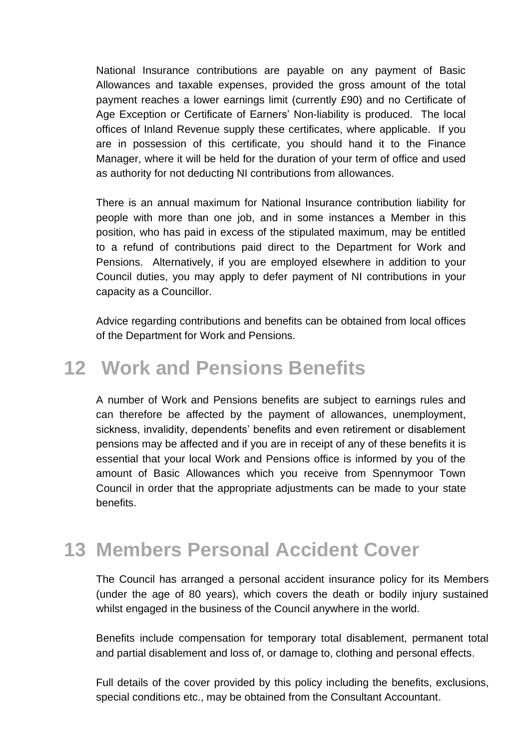National Insurance contributions are payable on any payment of Basic Allowances and taxable expenses, provided the gross amount of the total payment reaches a lower earnings limit (currently £90) and no Certificate of Age Exception or Certificate of Earners' Non-liability is produced. The local offices of Inland Revenue supply these certificates, where applicable. If you are in possession of this certificate, you should hand it to the Finance Manager, where it will be held for the duration of your term of office and used as authority for not deducting NI contributions from allowances.

There is an annual maximum for National Insurance contribution liability for people with more than one job, and in some instances a Member in this position, who has paid in excess of the stipulated maximum, may be entitled to a refund of contributions paid direct to the Department for Work and Pensions. Alternatively, if you are employed elsewhere in addition to your Council duties, you may apply to defer payment of NI contributions in your capacity as a Councillor.

Advice regarding contributions and benefits can be obtained from local offices of the Department for Work and Pensions.

# 12 Work and Pensions Benefits

A number of Work and Pensions benefits are subject to earnings rules and can therefore be affected by the payment of allowances, unemployment, sickness, invalidity, dependents' benefits and even retirement or disablement pensions may be affected and if you are in receipt of any of these benefits it is essential that your local Work and Pensions office is informed by you of the amount of Basic Allowances which you receive from Spennymoor Town Council in order that the appropriate adjustments can be made to your state benefits.

# 13 Members Personal Accident Cover

The Council has arranged a personal accident insurance policy for its Members (under the age of 80 years), which covers the death or bodily injury sustained whilst engaged in the business of the Council anywhere in the world.

Benefits include compensation for temporary total disablement, permanent total and partial disablement and loss of, or damage to, clothing and personal effects.

Full details of the cover provided by this policy including the benefits, exclusions, special conditions etc., may be obtained from the Consultant Accountant.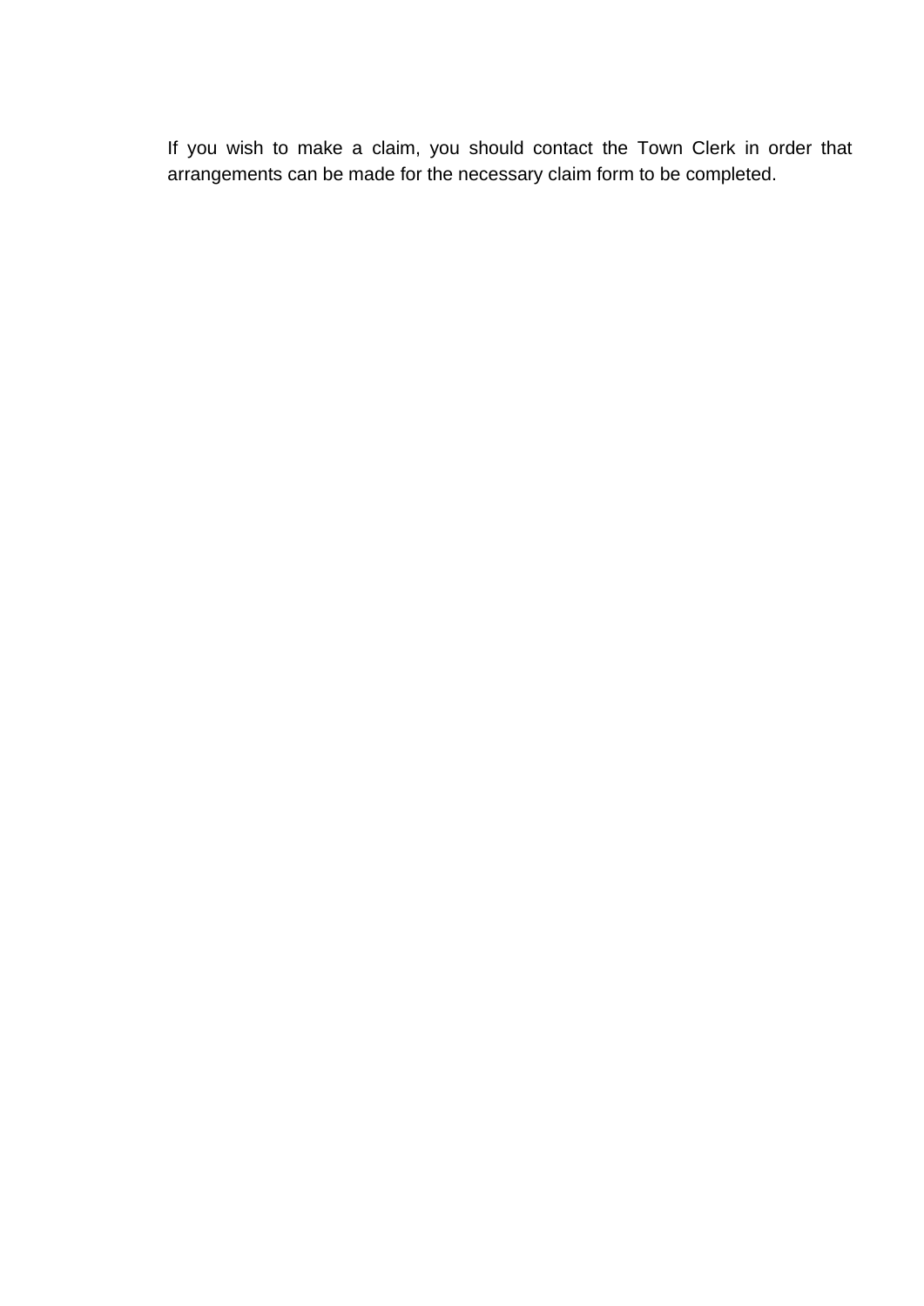If you wish to make a claim, you should contact the Town Clerk in order that arrangements can be made for the necessary claim form to be completed.